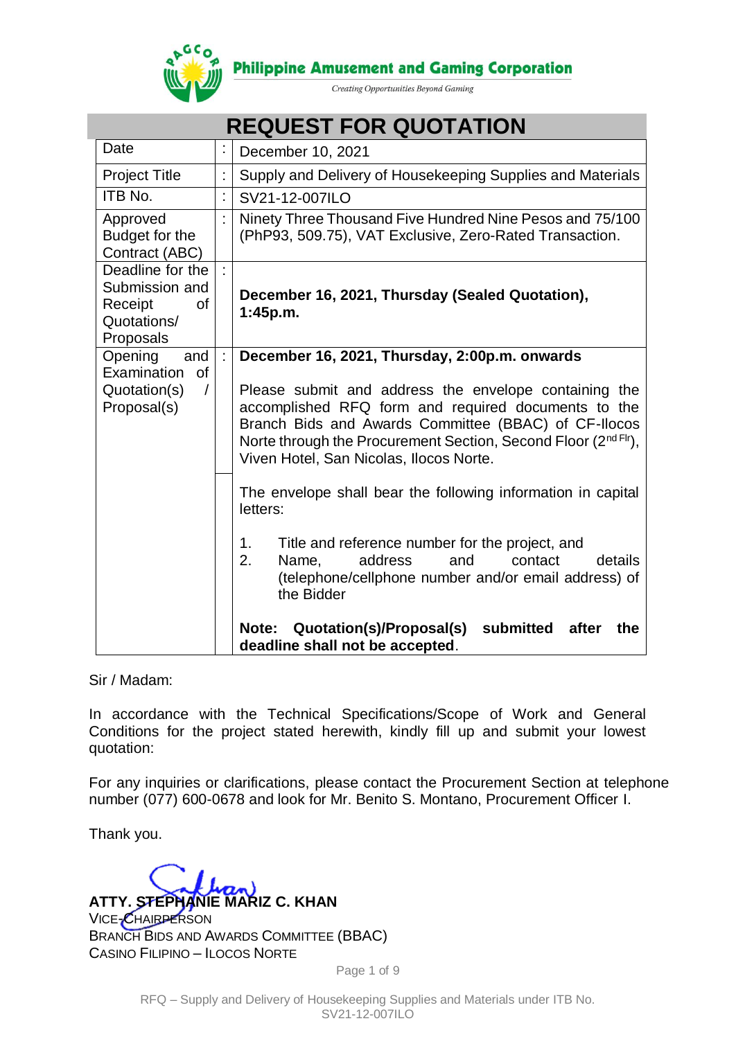Philippine Amusement and Gaming Corporation

*Creating Opportunities Beyond Gaming*

# REQUEST FOR QUOTATION

| | | |
|---|---|---|
| Date | : | December 10, 2021 |
| Project Title | : | Supply and Delivery of Housekeeping Supplies and Materials |
| ITB No. | : | SV21-12-007ILO |
| Approved Budget for the Contract (ABC) | : | Ninety Three Thousand Five Hundred Nine Pesos and 75/100 (PhP93, 509.75), VAT Exclusive, Zero-Rated Transaction. |
| Deadline for the Submission and Receipt of Quotations/ Proposals | : | **December 16, 2021, Thursday (Sealed Quotation), 1:45p.m.** |
| Opening and Examination of Quotation(s) / Proposal(s) | : | **December 16, 2021, Thursday, 2:00p.m. onwards**<br><br>Please submit and address the envelope containing the accomplished RFQ form and required documents to the Branch Bids and Awards Committee (BBAC) of CF-Ilocos Norte through the Procurement Section, Second Floor (2nd Flr), Viven Hotel, San Nicolas, Ilocos Norte.<br><br>The envelope shall bear the following information in capital letters:<br><br>1. Title and reference number for the project, and<br>2. Name, address and contact details (telephone/cellphone number and/or email address) of the Bidder<br><br>**Note: Quotation(s)/Proposal(s) submitted after the deadline shall not be accepted**. |

Sir / Madam:

In accordance with the Technical Specifications/Scope of Work and General Conditions for the project stated herewith, kindly fill up and submit your lowest quotation:

For any inquiries or clarifications, please contact the Procurement Section at telephone number (077) 600-0678 and look for Mr. Benito S. Montano, Procurement Officer I.

Thank you.

**ATTY. STEPHANIE MARIZ C. KHAN**
VICE-CHAIRPERSON
BRANCH BIDS AND AWARDS COMMITTEE (BBAC)
CASINO FILIPINO – ILOCOS NORTE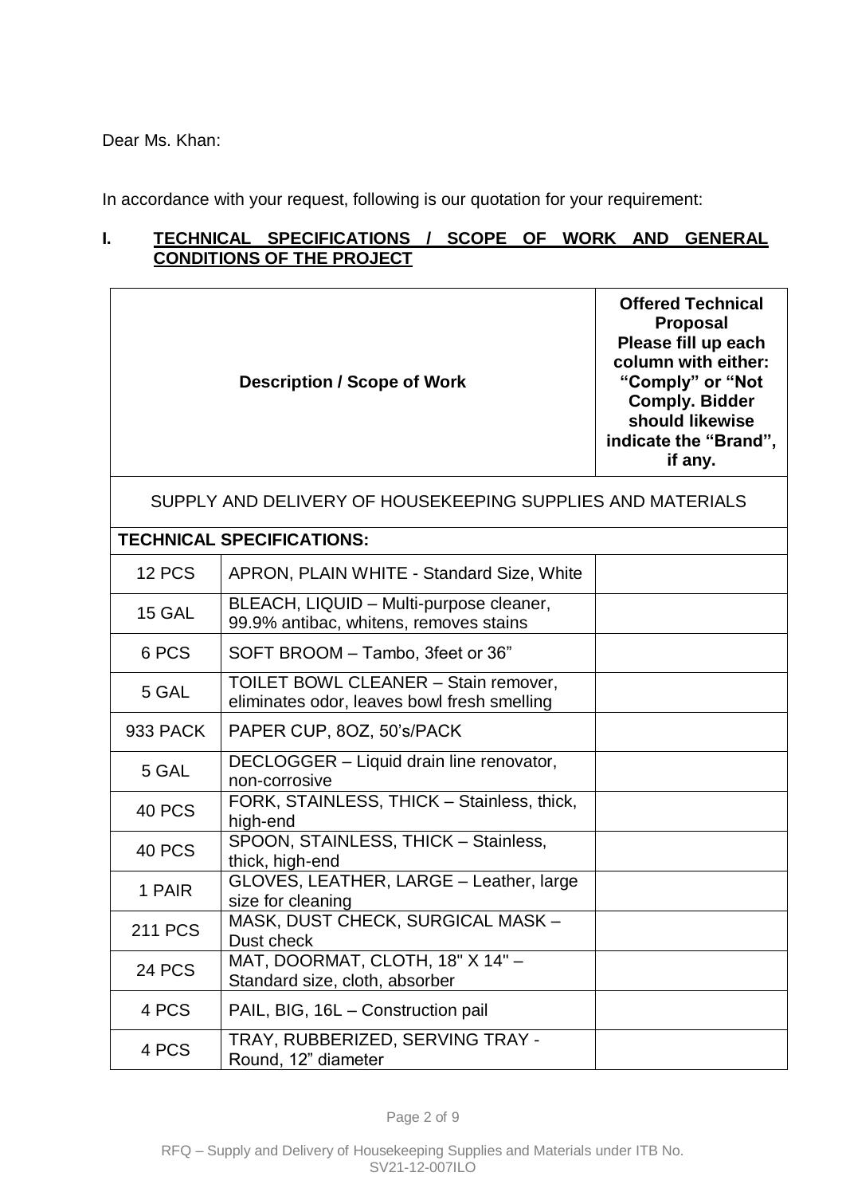Dear Ms. Khan:

In accordance with your request, following is our quotation for your requirement:

## I. TECHNICAL SPECIFICATIONS / SCOPE OF WORK AND GENERAL CONDITIONS OF THE PROJECT

| Description / Scope of Work | | Offered Technical Proposal Please fill up each column with either: "Comply" or "Not Comply. Bidder should likewise indicate the "Brand", if any. |
|---|---|---|
| SUPPLY AND DELIVERY OF HOUSEKEEPING SUPPLIES AND MATERIALS | | |
| **TECHNICAL SPECIFICATIONS:** | | |
| 12 PCS | APRON, PLAIN WHITE - Standard Size, White | |
| 15 GAL | BLEACH, LIQUID – Multi-purpose cleaner, 99.9% antibac, whitens, removes stains | |
| 6 PCS | SOFT BROOM – Tambo, 3feet or 36" | |
| 5 GAL | TOILET BOWL CLEANER – Stain remover, eliminates odor, leaves bowl fresh smelling | |
| 933 PACK | PAPER CUP, 8OZ, 50's/PACK | |
| 5 GAL | DECLOGGER – Liquid drain line renovator, non-corrosive | |
| 40 PCS | FORK, STAINLESS, THICK – Stainless, thick, high-end | |
| 40 PCS | SPOON, STAINLESS, THICK – Stainless, thick, high-end | |
| 1 PAIR | GLOVES, LEATHER, LARGE – Leather, large size for cleaning | |
| 211 PCS | MASK, DUST CHECK, SURGICAL MASK – Dust check | |
| 24 PCS | MAT, DOORMAT, CLOTH, 18" X 14" – Standard size, cloth, absorber | |
| 4 PCS | PAIL, BIG, 16L – Construction pail | |
| 4 PCS | TRAY, RUBBERIZED, SERVING TRAY - Round, 12" diameter | |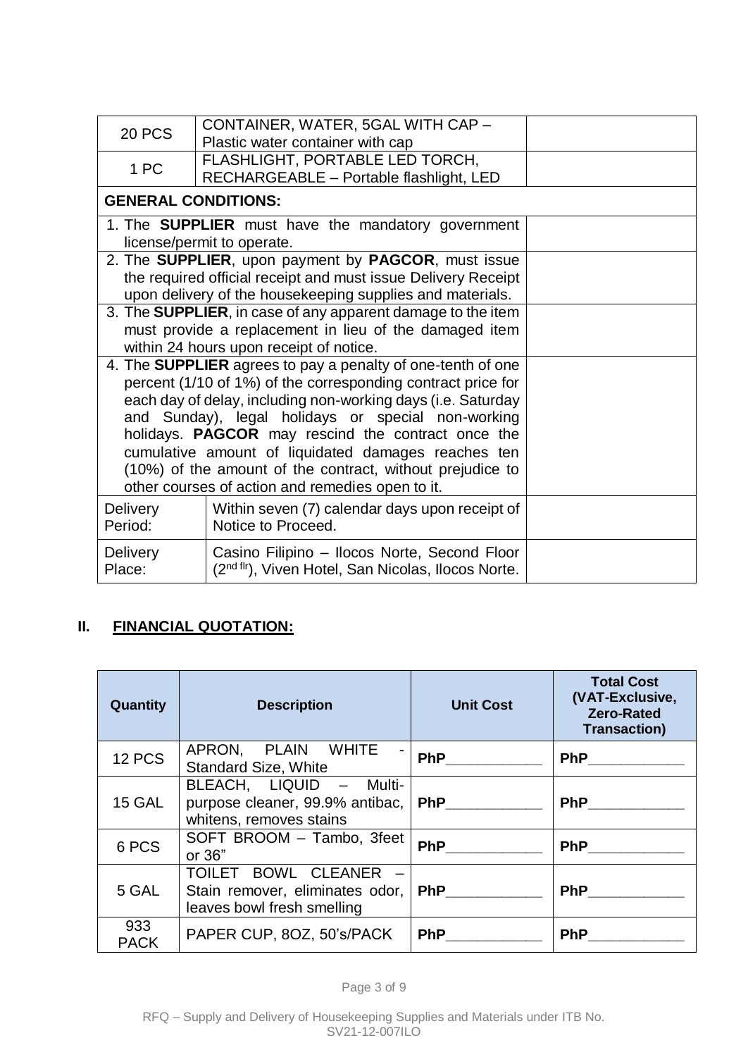| | | |
|---|---|---|
| 20 PCS | CONTAINER, WATER, 5GAL WITH CAP – Plastic water container with cap | |
| 1 PC | FLASHLIGHT, PORTABLE LED TORCH, RECHARGEABLE – Portable flashlight, LED | |
| **GENERAL CONDITIONS:** | | |
| 1. The **SUPPLIER** must have the mandatory government license/permit to operate. | | |
| 2. The **SUPPLIER**, upon payment by **PAGCOR**, must issue the required official receipt and must issue Delivery Receipt upon delivery of the housekeeping supplies and materials. | | |
| 3. The **SUPPLIER**, in case of any apparent damage to the item must provide a replacement in lieu of the damaged item within 24 hours upon receipt of notice. | | |
| 4. The **SUPPLIER** agrees to pay a penalty of one-tenth of one percent (1/10 of 1%) of the corresponding contract price for each day of delay, including non-working days (i.e. Saturday and Sunday), legal holidays or special non-working holidays. **PAGCOR** may rescind the contract once the cumulative amount of liquidated damages reaches ten (10%) of the amount of the contract, without prejudice to other courses of action and remedies open to it. | | |
| Delivery Period: | Within seven (7) calendar days upon receipt of Notice to Proceed. | |
| Delivery Place: | Casino Filipino – Ilocos Norte, Second Floor (2nd flr), Viven Hotel, San Nicolas, Ilocos Norte. | |

## II. FINANCIAL QUOTATION:

| Quantity | Description | Unit Cost | Total Cost (VAT-Exclusive, Zero-Rated Transaction) |
|---|---|---|---|
| 12 PCS | APRON, PLAIN WHITE - Standard Size, White | PhP____________ | PhP____________ |
| 15 GAL | BLEACH, LIQUID – Multi-purpose cleaner, 99.9% antibac, whitens, removes stains | PhP____________ | PhP____________ |
| 6 PCS | SOFT BROOM – Tambo, 3feet or 36" | PhP____________ | PhP____________ |
| 5 GAL | TOILET BOWL CLEANER – Stain remover, eliminates odor, leaves bowl fresh smelling | PhP____________ | PhP____________ |
| 933 PACK | PAPER CUP, 8OZ, 50's/PACK | PhP____________ | PhP____________ |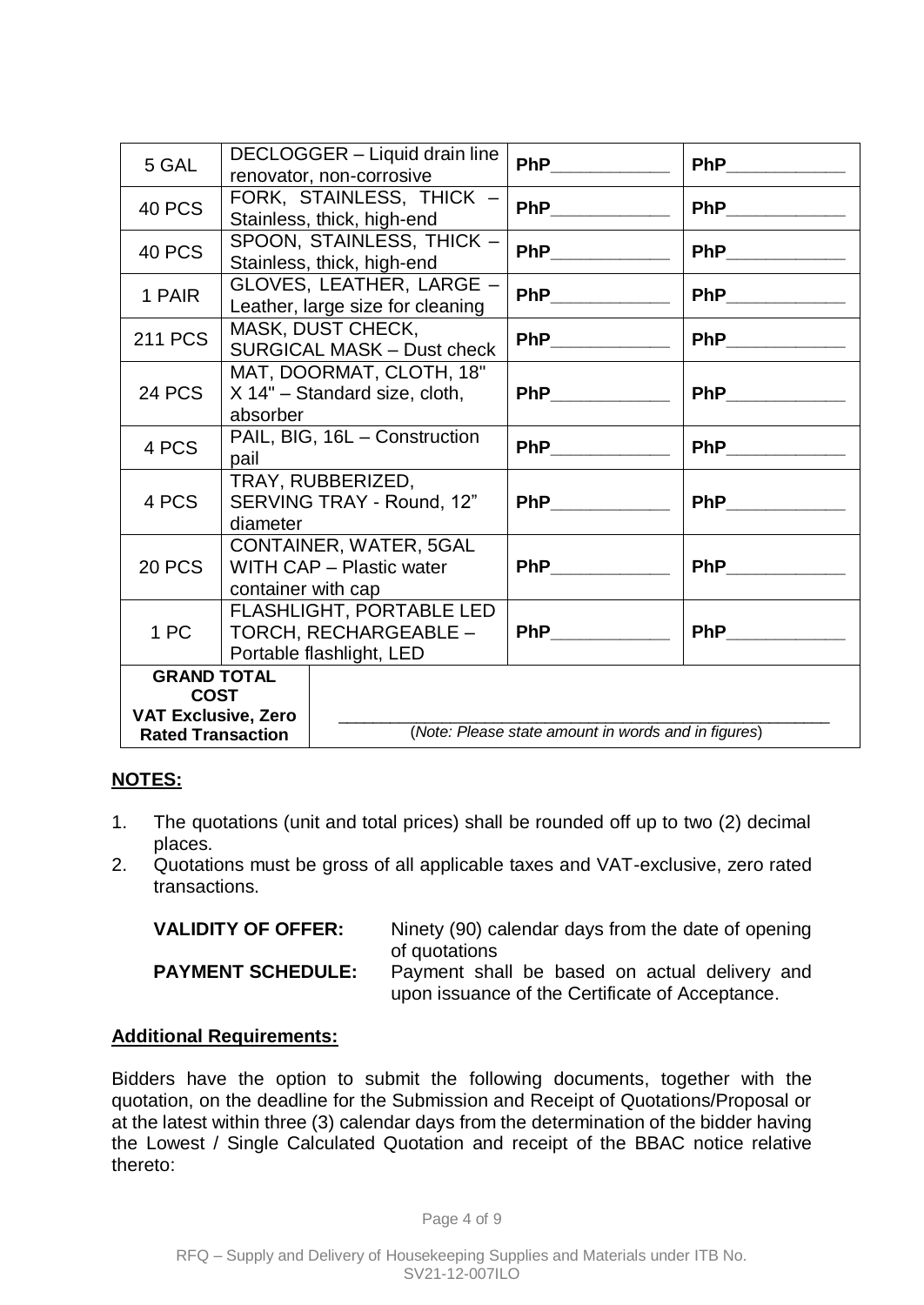| | | | |
|---|---|---|---|
| 5 GAL | DECLOGGER – Liquid drain line renovator, non-corrosive | PhP___________ | PhP___________ |
| 40 PCS | FORK, STAINLESS, THICK – Stainless, thick, high-end | PhP___________ | PhP___________ |
| 40 PCS | SPOON, STAINLESS, THICK – Stainless, thick, high-end | PhP___________ | PhP___________ |
| 1 PAIR | GLOVES, LEATHER, LARGE – Leather, large size for cleaning | PhP___________ | PhP___________ |
| 211 PCS | MASK, DUST CHECK, SURGICAL MASK – Dust check | PhP___________ | PhP___________ |
| 24 PCS | MAT, DOORMAT, CLOTH, 18" X 14" – Standard size, cloth, absorber | PhP___________ | PhP___________ |
| 4 PCS | PAIL, BIG, 16L – Construction pail | PhP___________ | PhP___________ |
| 4 PCS | TRAY, RUBBERIZED, SERVING TRAY - Round, 12" diameter | PhP___________ | PhP___________ |
| 20 PCS | CONTAINER, WATER, 5GAL WITH CAP – Plastic water container with cap | PhP___________ | PhP___________ |
| 1 PC | FLASHLIGHT, PORTABLE LED TORCH, RECHARGEABLE – Portable flashlight, LED | PhP___________ | PhP___________ |
| **GRAND TOTAL COST VAT Exclusive, Zero Rated Transaction** | ___________________________________ (*Note: Please state amount in words and in figures*) | | |

## NOTES:

1. The quotations (unit and total prices) shall be rounded off up to two (2) decimal places.
2. Quotations must be gross of all applicable taxes and VAT-exclusive, zero rated transactions.

**VALIDITY OF OFFER:** Ninety (90) calendar days from the date of opening of quotations

**PAYMENT SCHEDULE:** Payment shall be based on actual delivery and upon issuance of the Certificate of Acceptance.

## Additional Requirements:

Bidders have the option to submit the following documents, together with the quotation, on the deadline for the Submission and Receipt of Quotations/Proposal or at the latest within three (3) calendar days from the determination of the bidder having the Lowest / Single Calculated Quotation and receipt of the BBAC notice relative thereto: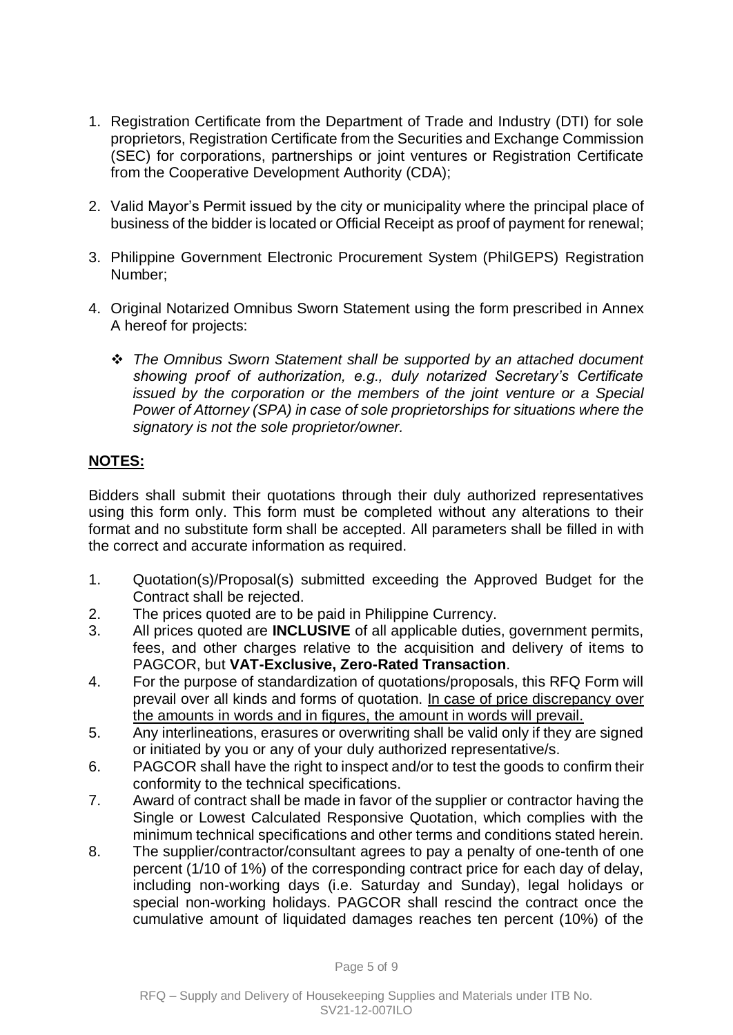1. Registration Certificate from the Department of Trade and Industry (DTI) for sole proprietors, Registration Certificate from the Securities and Exchange Commission (SEC) for corporations, partnerships or joint ventures or Registration Certificate from the Cooperative Development Authority (CDA);

2. Valid Mayor's Permit issued by the city or municipality where the principal place of business of the bidder is located or Official Receipt as proof of payment for renewal;

3. Philippine Government Electronic Procurement System (PhilGEPS) Registration Number;

4. Original Notarized Omnibus Sworn Statement using the form prescribed in Annex A hereof for projects:

   - *The Omnibus Sworn Statement shall be supported by an attached document showing proof of authorization, e.g., duly notarized Secretary's Certificate issued by the corporation or the members of the joint venture or a Special Power of Attorney (SPA) in case of sole proprietorships for situations where the signatory is not the sole proprietor/owner.*

**NOTES:**

Bidders shall submit their quotations through their duly authorized representatives using this form only. This form must be completed without any alterations to their format and no substitute form shall be accepted. All parameters shall be filled in with the correct and accurate information as required.

1. Quotation(s)/Proposal(s) submitted exceeding the Approved Budget for the Contract shall be rejected.
2. The prices quoted are to be paid in Philippine Currency.
3. All prices quoted are **INCLUSIVE** of all applicable duties, government permits, fees, and other charges relative to the acquisition and delivery of items to PAGCOR, but **VAT-Exclusive, Zero-Rated Transaction**.
4. For the purpose of standardization of quotations/proposals, this RFQ Form will prevail over all kinds and forms of quotation. In case of price discrepancy over the amounts in words and in figures, the amount in words will prevail.
5. Any interlineations, erasures or overwriting shall be valid only if they are signed or initiated by you or any of your duly authorized representative/s.
6. PAGCOR shall have the right to inspect and/or to test the goods to confirm their conformity to the technical specifications.
7. Award of contract shall be made in favor of the supplier or contractor having the Single or Lowest Calculated Responsive Quotation, which complies with the minimum technical specifications and other terms and conditions stated herein.
8. The supplier/contractor/consultant agrees to pay a penalty of one-tenth of one percent (1/10 of 1%) of the corresponding contract price for each day of delay, including non-working days (i.e. Saturday and Sunday), legal holidays or special non-working holidays. PAGCOR shall rescind the contract once the cumulative amount of liquidated damages reaches ten percent (10%) of the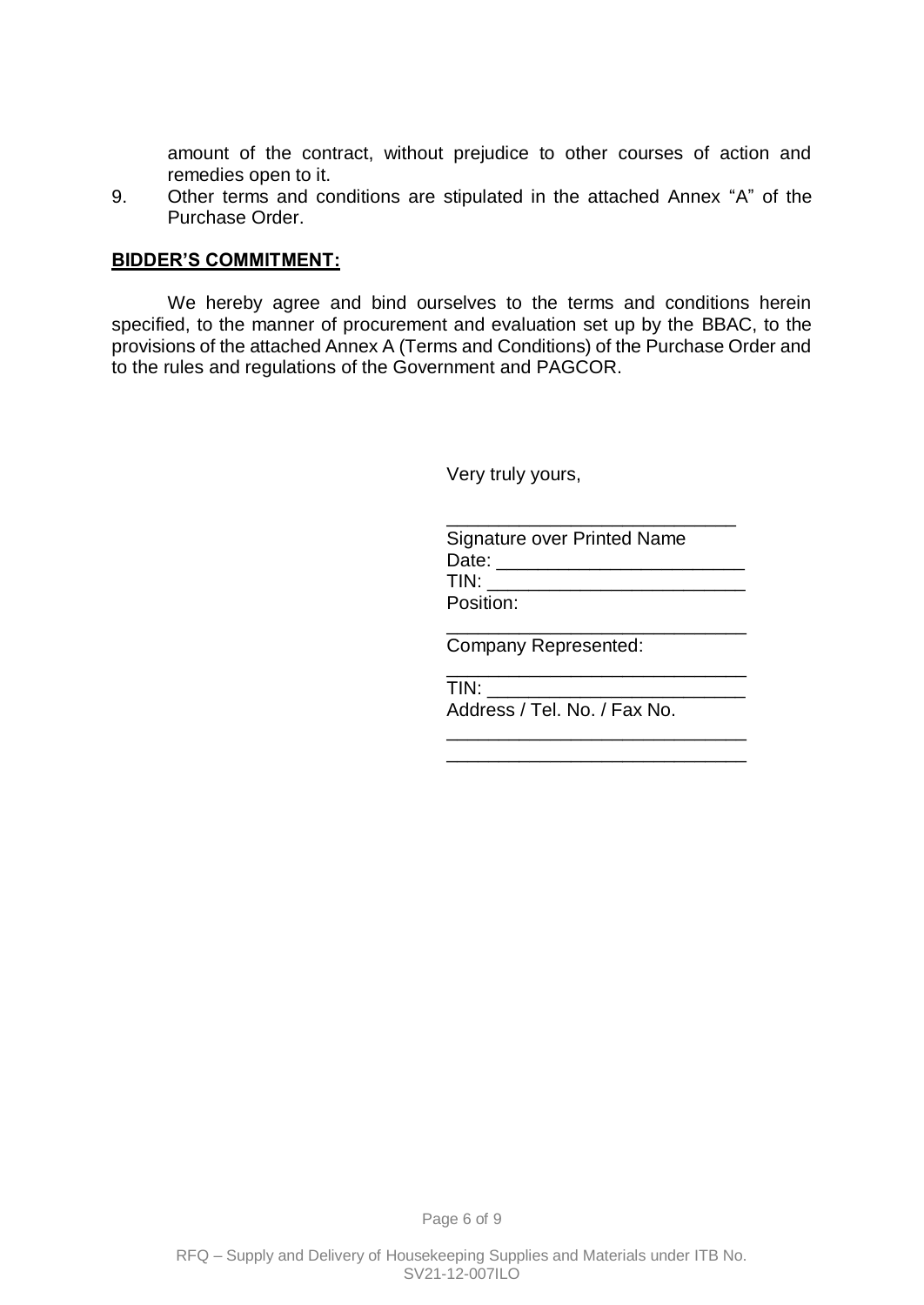amount of the contract, without prejudice to other courses of action and remedies open to it.

9. Other terms and conditions are stipulated in the attached Annex "A" of the Purchase Order.

**BIDDER'S COMMITMENT:**

We hereby agree and bind ourselves to the terms and conditions herein specified, to the manner of procurement and evaluation set up by the BBAC, to the provisions of the attached Annex A (Terms and Conditions) of the Purchase Order and to the rules and regulations of the Government and PAGCOR.

Very truly yours,

\_\_\_\_\_\_\_\_\_\_\_\_\_\_\_\_\_\_\_\_\_\_\_\_\_\_\_\_
Signature over Printed Name
Date: \_\_\_\_\_\_\_\_\_\_\_\_\_\_\_\_\_\_\_\_\_\_\_\_
TIN: \_\_\_\_\_\_\_\_\_\_\_\_\_\_\_\_\_\_\_\_\_\_\_\_\_
Position:
\_\_\_\_\_\_\_\_\_\_\_\_\_\_\_\_\_\_\_\_\_\_\_\_\_\_\_\_
Company Represented:
\_\_\_\_\_\_\_\_\_\_\_\_\_\_\_\_\_\_\_\_\_\_\_\_\_\_\_\_
TIN: \_\_\_\_\_\_\_\_\_\_\_\_\_\_\_\_\_\_\_\_\_\_\_\_\_
Address / Tel. No. / Fax No.
\_\_\_\_\_\_\_\_\_\_\_\_\_\_\_\_\_\_\_\_\_\_\_\_\_\_\_\_
\_\_\_\_\_\_\_\_\_\_\_\_\_\_\_\_\_\_\_\_\_\_\_\_\_\_\_\_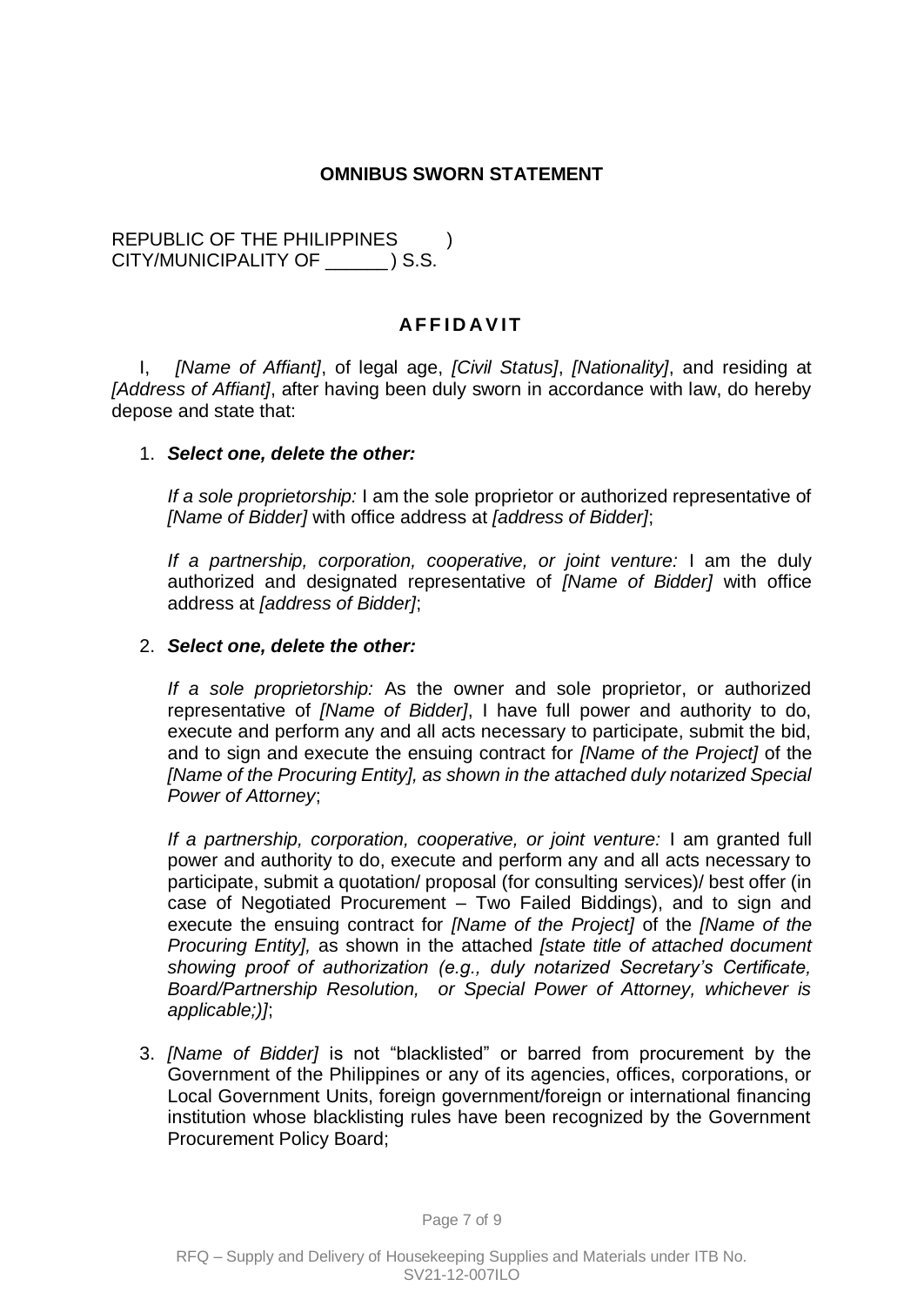**OMNIBUS SWORN STATEMENT**

REPUBLIC OF THE PHILIPPINES )
CITY/MUNICIPALITY OF ______ ) S.S.

**AFFIDAVIT**

I, *[Name of Affiant]*, of legal age, *[Civil Status]*, *[Nationality]*, and residing at *[Address of Affiant]*, after having been duly sworn in accordance with law, do hereby depose and state that:

1. ***Select one, delete the other:***

   *If a sole proprietorship:* I am the sole proprietor or authorized representative of *[Name of Bidder]* with office address at *[address of Bidder]*;

   *If a partnership, corporation, cooperative, or joint venture:* I am the duly authorized and designated representative of *[Name of Bidder]* with office address at *[address of Bidder]*;

2. ***Select one, delete the other:***

   *If a sole proprietorship:* As the owner and sole proprietor, or authorized representative of *[Name of Bidder]*, I have full power and authority to do, execute and perform any and all acts necessary to participate, submit the bid, and to sign and execute the ensuing contract for *[Name of the Project]* of the *[Name of the Procuring Entity], as shown in the attached duly notarized Special Power of Attorney*;

   *If a partnership, corporation, cooperative, or joint venture:* I am granted full power and authority to do, execute and perform any and all acts necessary to participate, submit a quotation/ proposal (for consulting services)/ best offer (in case of Negotiated Procurement – Two Failed Biddings), and to sign and execute the ensuing contract for *[Name of the Project]* of the *[Name of the Procuring Entity],* as shown in the attached *[state title of attached document showing proof of authorization (e.g., duly notarized Secretary's Certificate, Board/Partnership Resolution, or Special Power of Attorney, whichever is applicable;)]*;

3. *[Name of Bidder]* is not "blacklisted" or barred from procurement by the Government of the Philippines or any of its agencies, offices, corporations, or Local Government Units, foreign government/foreign or international financing institution whose blacklisting rules have been recognized by the Government Procurement Policy Board;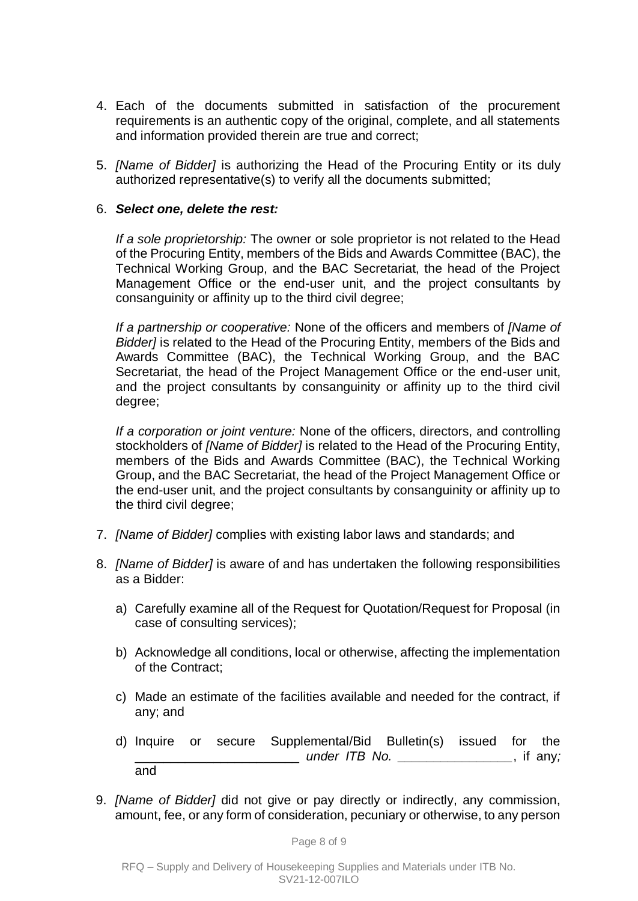4. Each of the documents submitted in satisfaction of the procurement requirements is an authentic copy of the original, complete, and all statements and information provided therein are true and correct;

5. *[Name of Bidder]* is authorizing the Head of the Procuring Entity or its duly authorized representative(s) to verify all the documents submitted;

6. ***Select one, delete the rest:***

   *If a sole proprietorship:* The owner or sole proprietor is not related to the Head of the Procuring Entity, members of the Bids and Awards Committee (BAC), the Technical Working Group, and the BAC Secretariat, the head of the Project Management Office or the end-user unit, and the project consultants by consanguinity or affinity up to the third civil degree;

   *If a partnership or cooperative:* None of the officers and members of *[Name of Bidder]* is related to the Head of the Procuring Entity, members of the Bids and Awards Committee (BAC), the Technical Working Group, and the BAC Secretariat, the head of the Project Management Office or the end-user unit, and the project consultants by consanguinity or affinity up to the third civil degree;

   *If a corporation or joint venture:* None of the officers, directors, and controlling stockholders of *[Name of Bidder]* is related to the Head of the Procuring Entity, members of the Bids and Awards Committee (BAC), the Technical Working Group, and the BAC Secretariat, the head of the Project Management Office or the end-user unit, and the project consultants by consanguinity or affinity up to the third civil degree;

7. *[Name of Bidder]* complies with existing labor laws and standards; and

8. *[Name of Bidder]* is aware of and has undertaken the following responsibilities as a Bidder:

   a) Carefully examine all of the Request for Quotation/Request for Proposal (in case of consulting services);

   b) Acknowledge all conditions, local or otherwise, affecting the implementation of the Contract;

   c) Made an estimate of the facilities available and needed for the contract, if any; and

   d) Inquire or secure Supplemental/Bid Bulletin(s) issued for the \_\_\_\_\_\_\_\_\_\_\_\_\_\_\_\_\_\_\_\_\_\_ *under ITB No.* \_\_\_\_\_\_\_\_\_\_\_\_\_\_\_\_, if any*;* and

9. *[Name of Bidder]* did not give or pay directly or indirectly, any commission, amount, fee, or any form of consideration, pecuniary or otherwise, to any person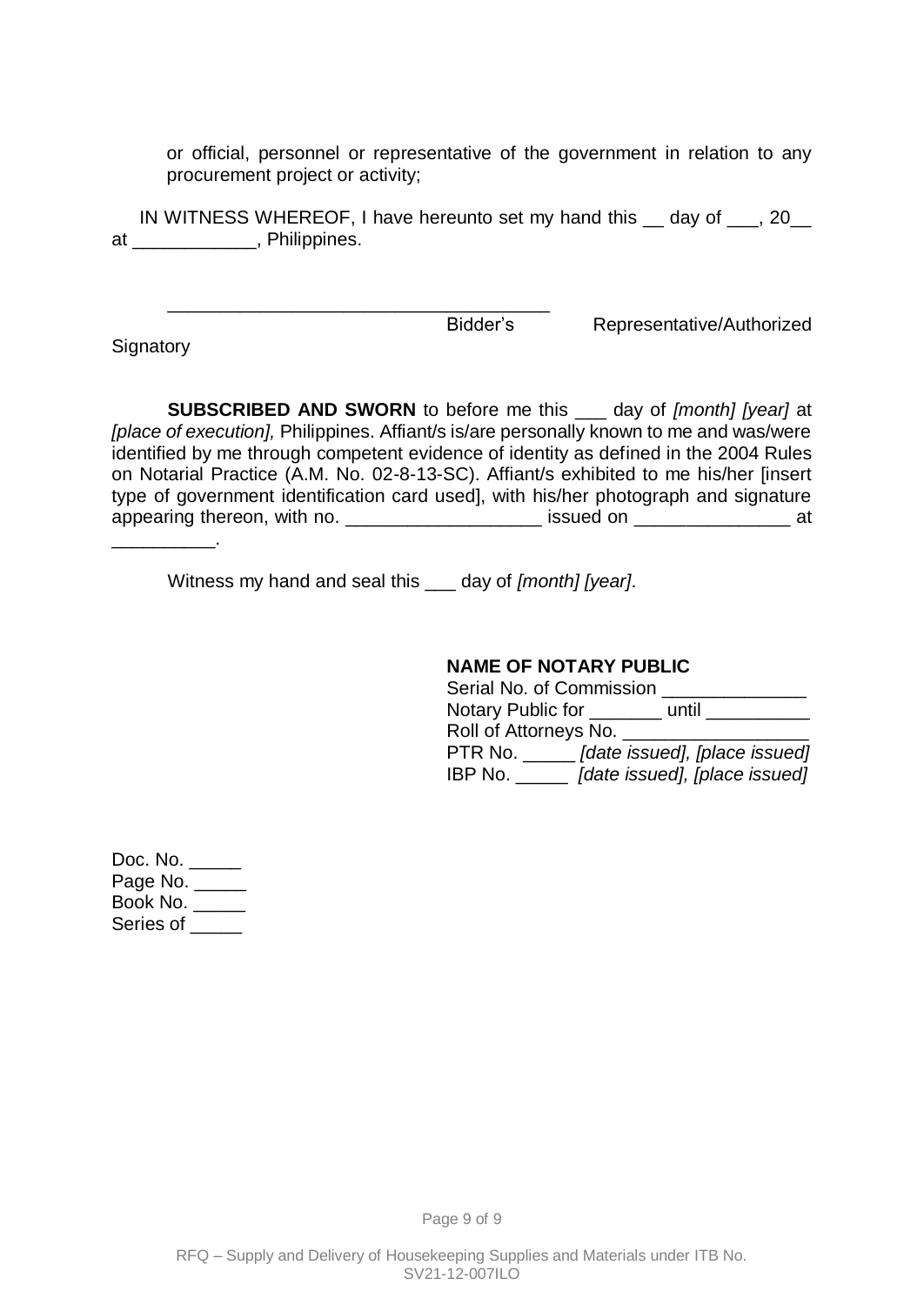or official, personnel or representative of the government in relation to any procurement project or activity;

IN WITNESS WHEREOF, I have hereunto set my hand this __ day of ___, 20__ at ____________, Philippines.

_____________________________________

Bidder's Representative/Authorized Signatory

**SUBSCRIBED AND SWORN** to before me this ___ day of *[month] [year]* at *[place of execution],* Philippines. Affiant/s is/are personally known to me and was/were identified by me through competent evidence of identity as defined in the 2004 Rules on Notarial Practice (A.M. No. 02-8-13-SC). Affiant/s exhibited to me his/her [insert type of government identification card used], with his/her photograph and signature appearing thereon, with no. ___________________ issued on _______________ at __________.

Witness my hand and seal this ___ day of *[month] [year]*.

**NAME OF NOTARY PUBLIC**
Serial No. of Commission ______________
Notary Public for _______ until __________
Roll of Attorneys No. __________________
PTR No. _____ *[date issued], [place issued]*
IBP No. _____ *[date issued], [place issued]*

Doc. No. _____
Page No. _____
Book No. _____
Series of _____

RFQ – Supply and Delivery of Housekeeping Supplies and Materials under ITB No. SV21-12-007ILO